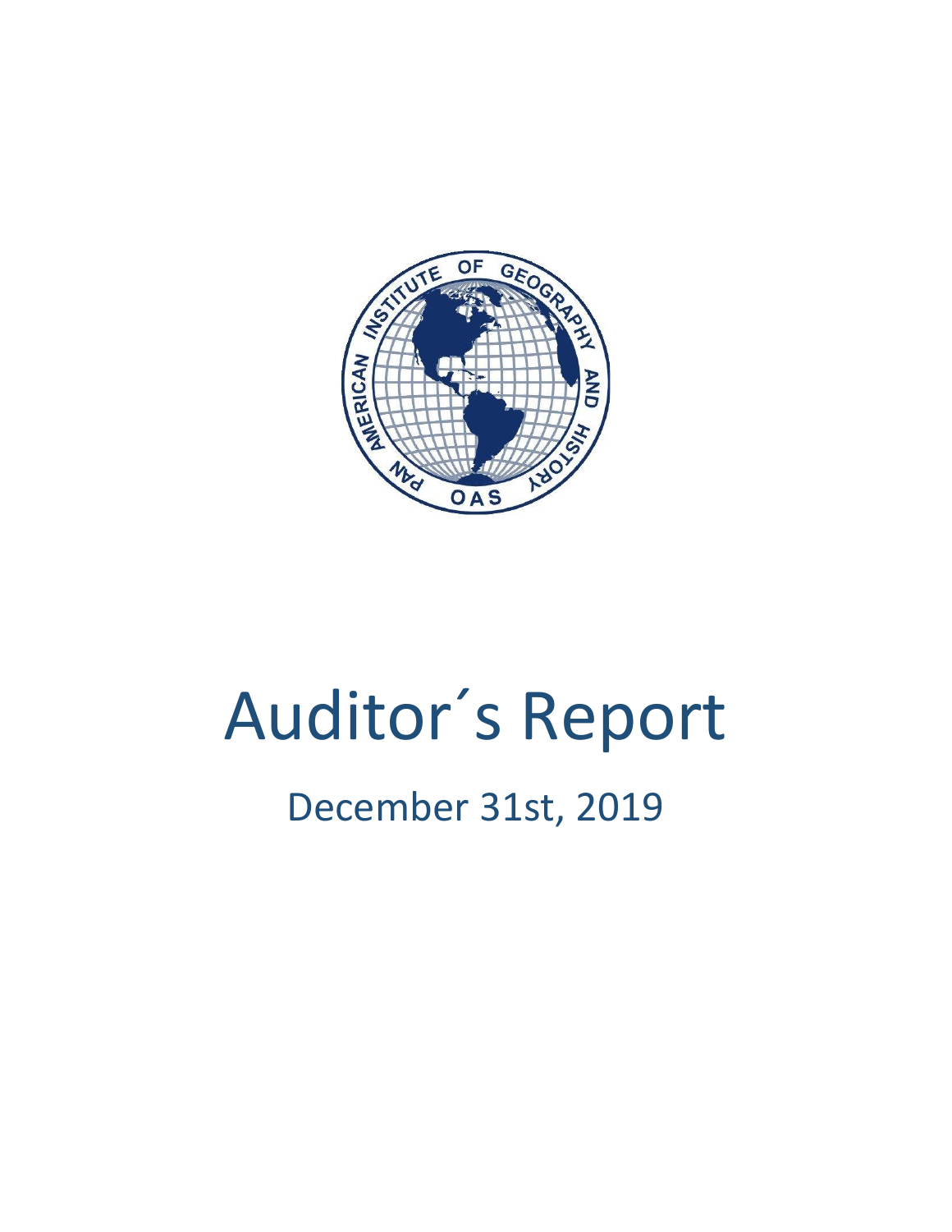# Auditor´s Report

## December 31st, 2019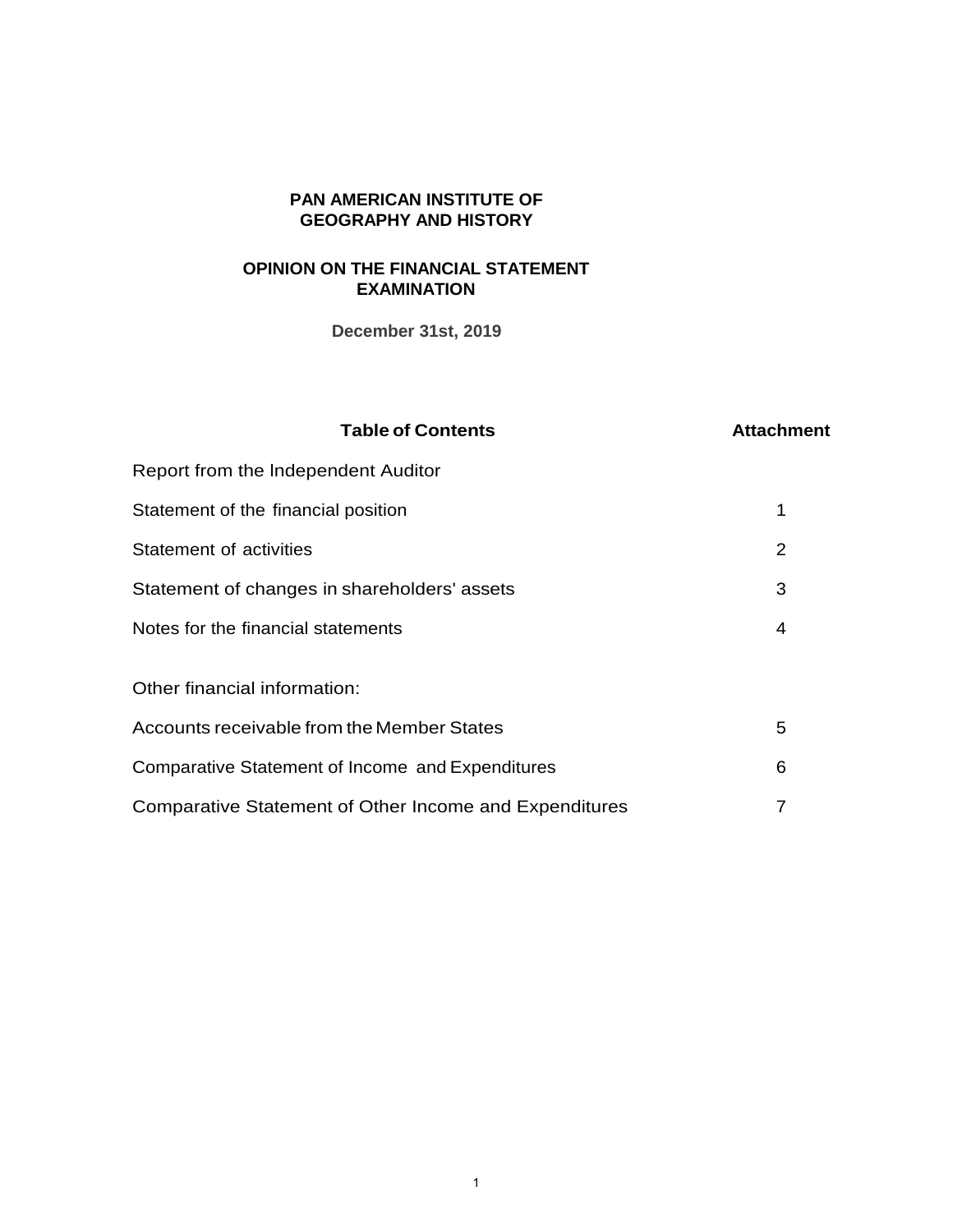**PAN AMERICAN INSTITUTE OF GEOGRAPHY AND HISTORY**

**OPINION ON THE FINANCIAL STATEMENT EXAMINATION**

**December 31st, 2019**

| **Table of Contents** | **Attachment** |
|---|---|
| Report from the Independent Auditor | |
| Statement of the financial position | 1 |
| Statement of activities | 2 |
| Statement of changes in shareholders' assets | 3 |
| Notes for the financial statements | 4 |
| Other financial information: | |
| Accounts receivable from the Member States | 5 |
| Comparative Statement of Income and Expenditures | 6 |
| Comparative Statement of Other Income and Expenditures | 7 |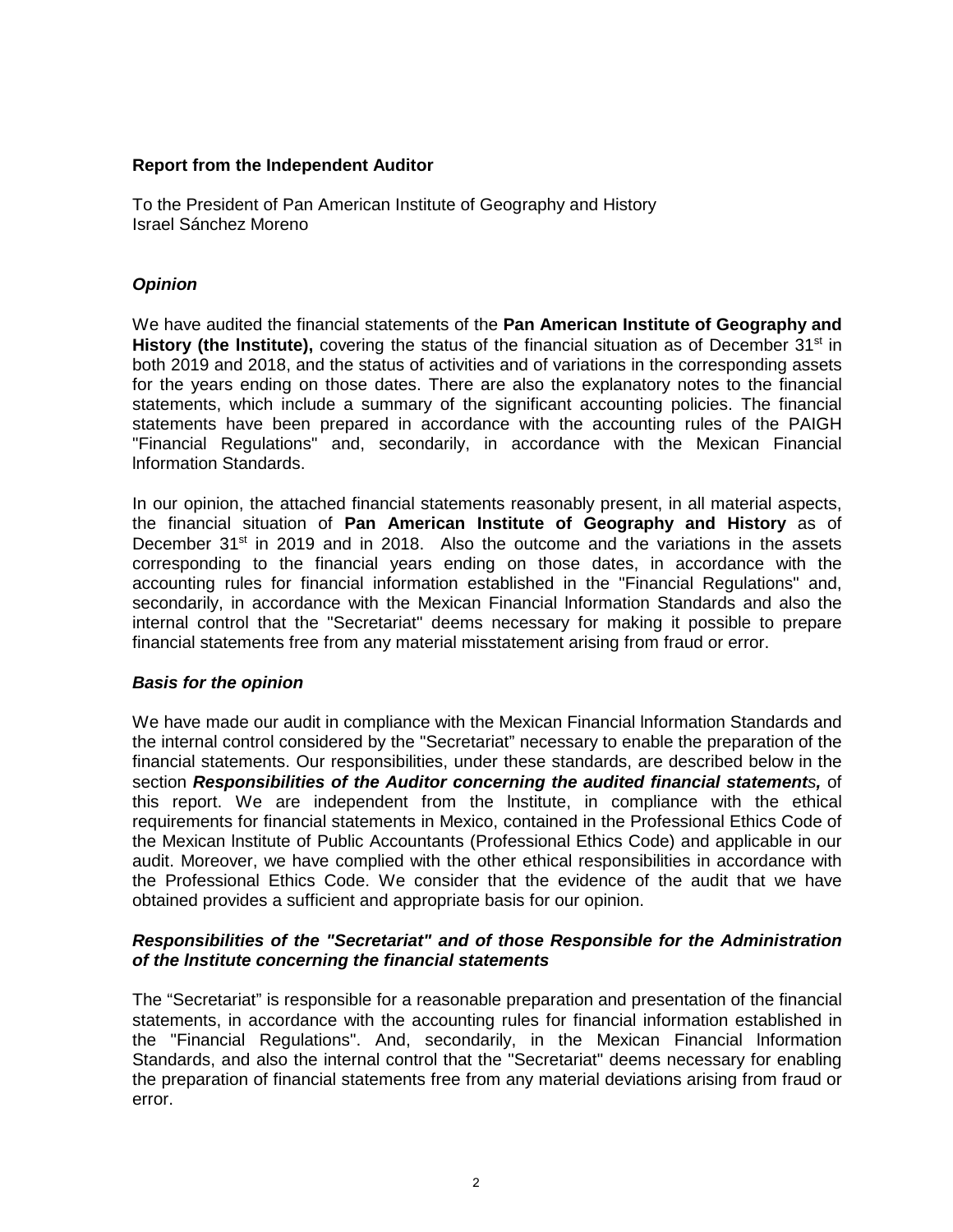## Report from the Independent Auditor

To the President of Pan American Institute of Geography and History
Israel Sánchez Moreno

### *Opinion*

We have audited the financial statements of the **Pan American Institute of Geography and History (the Institute),** covering the status of the financial situation as of December 31st in both 2019 and 2018, and the status of activities and of variations in the corresponding assets for the years ending on those dates. There are also the explanatory notes to the financial statements, which include a summary of the significant accounting policies. The financial statements have been prepared in accordance with the accounting rules of the PAIGH "Financial Regulations" and, secondarily, in accordance with the Mexican Financial lnformation Standards.

In our opinion, the attached financial statements reasonably present, in all material aspects, the financial situation of **Pan American Institute of Geography and History** as of December 31st in 2019 and in 2018. Also the outcome and the variations in the assets corresponding to the financial years ending on those dates, in accordance with the accounting rules for financial information established in the "Financial Regulations" and, secondarily, in accordance with the Mexican Financial lnformation Standards and also the internal control that the "Secretariat" deems necessary for making it possible to prepare financial statements free from any material misstatement arising from fraud or error.

### *Basis for the opinion*

We have made our audit in compliance with the Mexican Financial lnformation Standards and the internal control considered by the "Secretariat" necessary to enable the preparation of the financial statements. Our responsibilities, under these standards, are described below in the section ***Responsibilities of the Auditor concerning the audited financial statements,*** of this report. We are independent from the lnstitute, in compliance with the ethical requirements for financial statements in Mexico, contained in the Professional Ethics Code of the Mexican lnstitute of Public Accountants (Professional Ethics Code) and applicable in our audit. Moreover, we have complied with the other ethical responsibilities in accordance with the Professional Ethics Code. We consider that the evidence of the audit that we have obtained provides a sufficient and appropriate basis for our opinion.

### *Responsibilities of the "Secretariat" and of those Responsible for the Administration of the lnstitute concerning the financial statements*

The "Secretariat" is responsible for a reasonable preparation and presentation of the financial statements, in accordance with the accounting rules for financial information established in the "Financial Regulations". And, secondarily, in the Mexican Financial lnformation Standards, and also the internal control that the "Secretariat" deems necessary for enabling the preparation of financial statements free from any material deviations arising from fraud or error.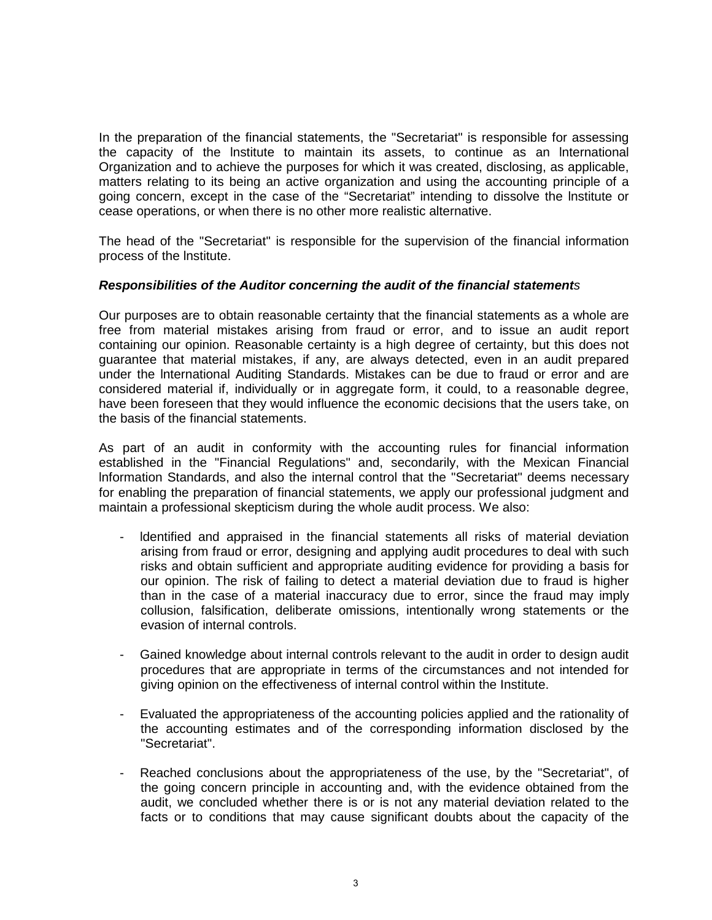In the preparation of the financial statements, the "Secretariat" is responsible for assessing the capacity of the Institute to maintain its assets, to continue as an International Organization and to achieve the purposes for which it was created, disclosing, as applicable, matters relating to its being an active organization and using the accounting principle of a going concern, except in the case of the “Secretariat” intending to dissolve the Institute or cease operations, or when there is no other more realistic alternative.

The head of the "Secretariat" is responsible for the supervision of the financial information process of the Institute.

***Responsibilities of the Auditor concerning the audit of the financial statements***

Our purposes are to obtain reasonable certainty that the financial statements as a whole are free from material mistakes arising from fraud or error, and to issue an audit report containing our opinion. Reasonable certainty is a high degree of certainty, but this does not guarantee that material mistakes, if any, are always detected, even in an audit prepared under the International Auditing Standards. Mistakes can be due to fraud or error and are considered material if, individually or in aggregate form, it could, to a reasonable degree, have been foreseen that they would influence the economic decisions that the users take, on the basis of the financial statements.

As part of an audit in conformity with the accounting rules for financial information established in the "Financial Regulations" and, secondarily, with the Mexican Financial Information Standards, and also the internal control that the "Secretariat" deems necessary for enabling the preparation of financial statements, we apply our professional judgment and maintain a professional skepticism during the whole audit process. We also:

- Identified and appraised in the financial statements all risks of material deviation arising from fraud or error, designing and applying audit procedures to deal with such risks and obtain sufficient and appropriate auditing evidence for providing a basis for our opinion. The risk of failing to detect a material deviation due to fraud is higher than in the case of a material inaccuracy due to error, since the fraud may imply collusion, falsification, deliberate omissions, intentionally wrong statements or the evasion of internal controls.

- Gained knowledge about internal controls relevant to the audit in order to design audit procedures that are appropriate in terms of the circumstances and not intended for giving opinion on the effectiveness of internal control within the Institute.

- Evaluated the appropriateness of the accounting policies applied and the rationality of the accounting estimates and of the corresponding information disclosed by the "Secretariat".

- Reached conclusions about the appropriateness of the use, by the "Secretariat", of the going concern principle in accounting and, with the evidence obtained from the audit, we concluded whether there is or is not any material deviation related to the facts or to conditions that may cause significant doubts about the capacity of the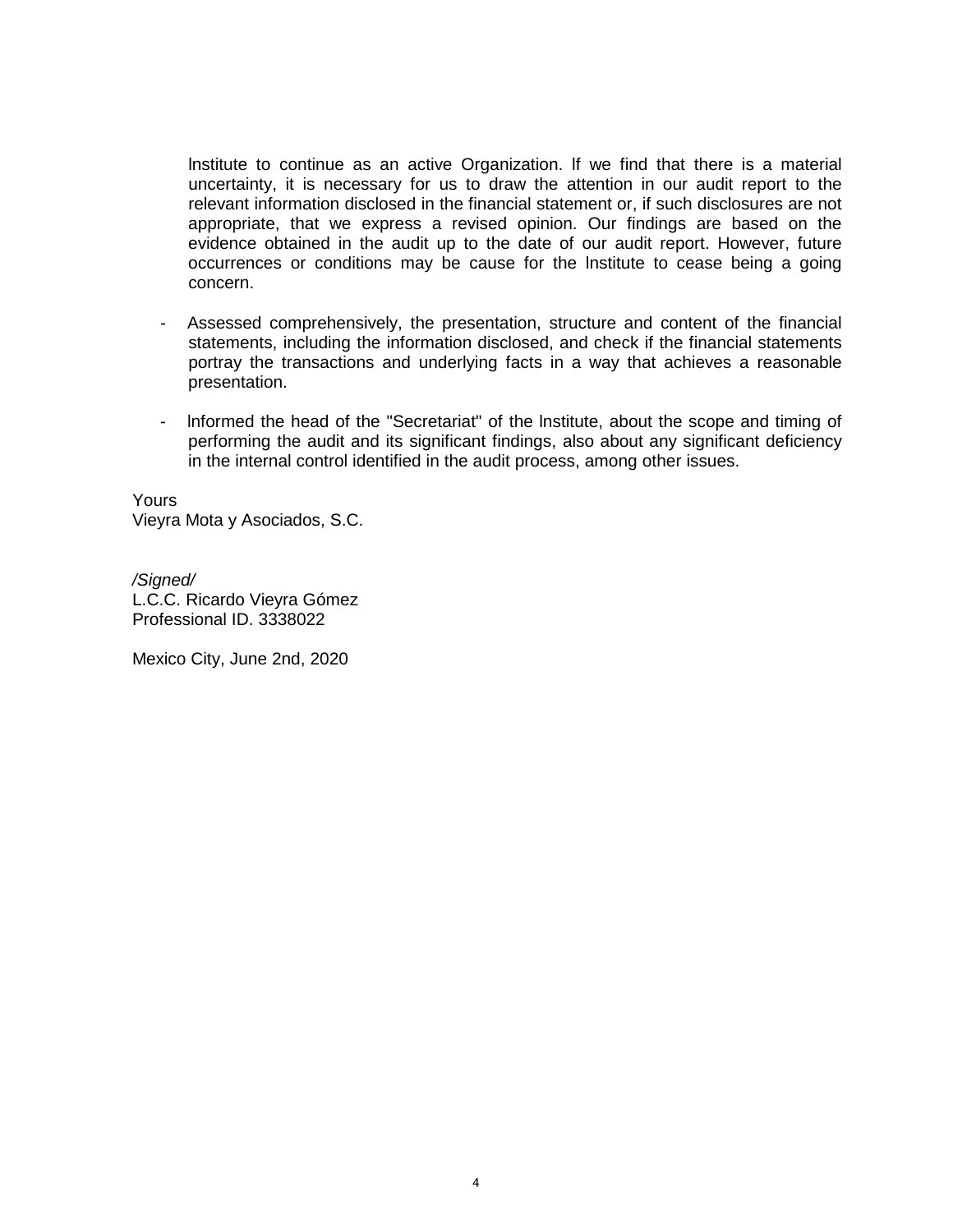Institute to continue as an active Organization. If we find that there is a material uncertainty, it is necessary for us to draw the attention in our audit report to the relevant information disclosed in the financial statement or, if such disclosures are not appropriate, that we express a revised opinion. Our findings are based on the evidence obtained in the audit up to the date of our audit report. However, future occurrences or conditions may be cause for the Institute to cease being a going concern.

- Assessed comprehensively, the presentation, structure and content of the financial statements, including the information disclosed, and check if the financial statements portray the transactions and underlying facts in a way that achieves a reasonable presentation.

- Informed the head of the "Secretariat" of the Institute, about the scope and timing of performing the audit and its significant findings, also about any significant deficiency in the internal control identified in the audit process, among other issues.

Yours
Vieyra Mota y Asociados, S.C.

*/Signed/*
L.C.C. Ricardo Vieyra Gómez
Professional ID. 3338022

Mexico City, June 2nd, 2020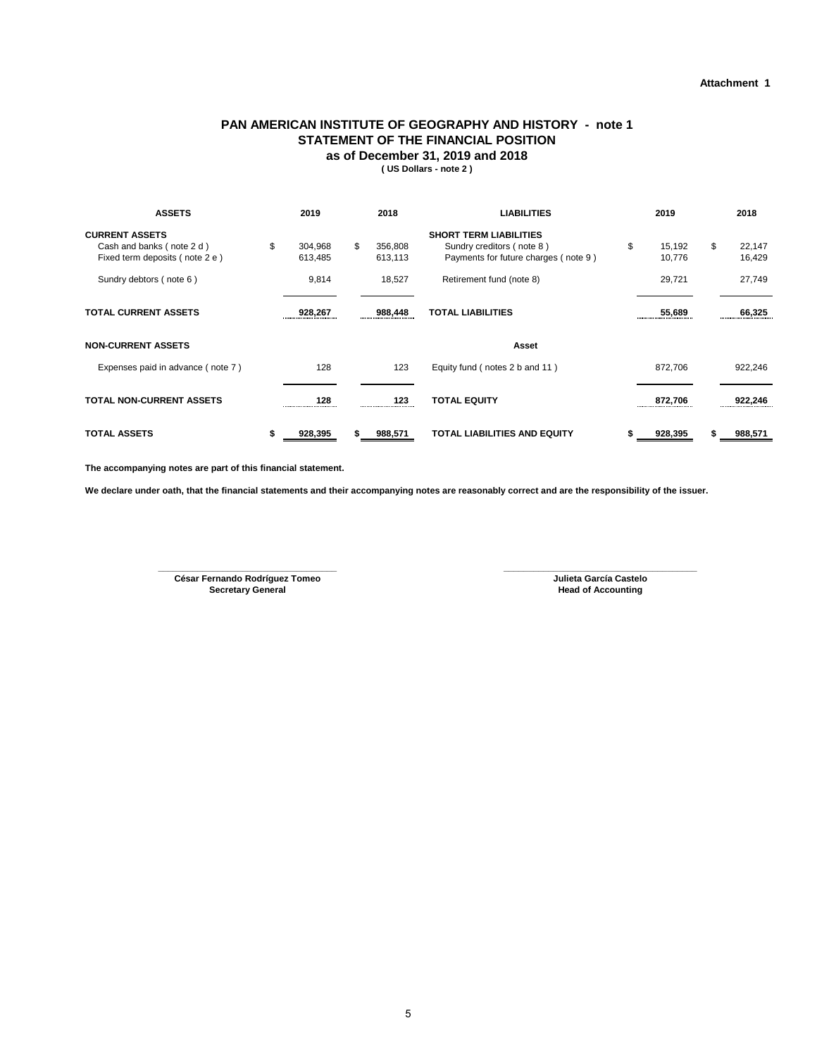Attachment 1

# PAN AMERICAN INSTITUTE OF GEOGRAPHY AND HISTORY - note 1
## STATEMENT OF THE FINANCIAL POSITION
### as of December 31, 2019 and 2018
**( US Dollars - note 2 )**

| ASSETS | 2019 | 2018 | LIABILITIES | 2019 | 2018 |
|---|---|---|---|---|---|
| **CURRENT ASSETS** | | | **SHORT TERM LIABILITIES** | | |
| Cash and banks ( note 2 d ) | $ 304,968 | $ 356,808 | Sundry creditors ( note 8 ) | $ 15,192 | $ 22,147 |
| Fixed term deposits ( note 2 e ) | 613,485 | 613,113 | Payments for future charges ( note 9 ) | 10,776 | 16,429 |
| Sundry debtors ( note 6 ) | 9,814 | 18,527 | Retirement fund (note 8) | 29,721 | 27,749 |
| **TOTAL CURRENT ASSETS** | **928,267** | **988,448** | **TOTAL LIABILITIES** | **55,689** | **66,325** |
| **NON-CURRENT ASSETS** | | | **Asset** | | |
| Expenses paid in advance ( note 7 ) | 128 | 123 | Equity fund ( notes 2 b and 11 ) | 872,706 | 922,246 |
| **TOTAL NON-CURRENT ASSETS** | **128** | **123** | **TOTAL EQUITY** | **872,706** | **922,246** |
| **TOTAL ASSETS** | **$ 928,395** | **$ 988,571** | **TOTAL LIABILITIES AND EQUITY** | **$ 928,395** | **$ 988,571** |

**The accompanying notes are part of this financial statement.**

**We declare under oath, that the financial statements and their accompanying notes are reasonably correct and are the responsibility of the issuer.**

**César Fernando Rodríguez Tomeo**
**Secretary General**

**Julieta García Castelo**
**Head of Accounting**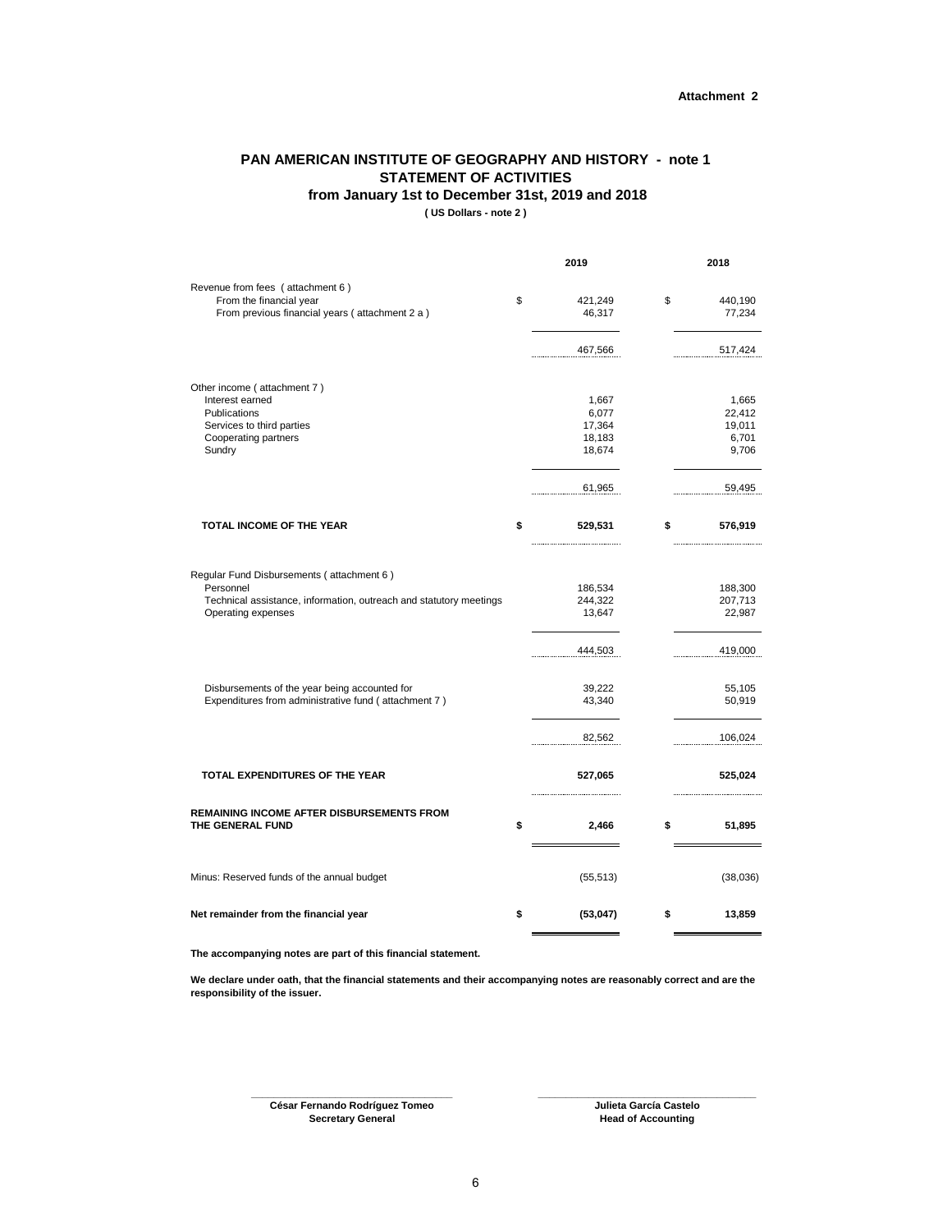**Attachment 2**

# PAN AMERICAN INSTITUTE OF GEOGRAPHY AND HISTORY - note 1
## STATEMENT OF ACTIVITIES
### from January 1st to December 31st, 2019 and 2018
**( US Dollars - note 2 )**

| | 2019 | 2018 |
|---|---|---|
| Revenue from fees ( attachment 6 ) | | |
| From the financial year | $ 421,249 | $ 440,190 |
| From previous financial years ( attachment 2 a ) | 46,317 | 77,234 |
| | 467,566 | 517,424 |
| Other income ( attachment 7 ) | | |
| Interest earned | 1,667 | 1,665 |
| Publications | 6,077 | 22,412 |
| Services to third parties | 17,364 | 19,011 |
| Cooperating partners | 18,183 | 6,701 |
| Sundry | 18,674 | 9,706 |
| | 61,965 | 59,495 |
| **TOTAL INCOME OF THE YEAR** | **$ 529,531** | **$ 576,919** |
| Regular Fund Disbursements ( attachment 6 ) | | |
| Personnel | 186,534 | 188,300 |
| Technical assistance, information, outreach and statutory meetings | 244,322 | 207,713 |
| Operating expenses | 13,647 | 22,987 |
| | 444,503 | 419,000 |
| Disbursements of the year being accounted for | 39,222 | 55,105 |
| Expenditures from administrative fund ( attachment 7 ) | 43,340 | 50,919 |
| | 82,562 | 106,024 |
| **TOTAL EXPENDITURES OF THE YEAR** | **527,065** | **525,024** |
| **REMAINING INCOME AFTER DISBURSEMENTS FROM THE GENERAL FUND** | **$ 2,466** | **$ 51,895** |
| Minus: Reserved funds of the annual budget | (55,513) | (38,036) |
| **Net remainder from the financial year** | **$ (53,047)** | **$ 13,859** |

**The accompanying notes are part of this financial statement.**

**We declare under oath, that the financial statements and their accompanying notes are reasonably correct and are the responsibility of the issuer.**

**César Fernando Rodríguez Tomeo**
**Secretary General**

**Julieta García Castelo**
**Head of Accounting**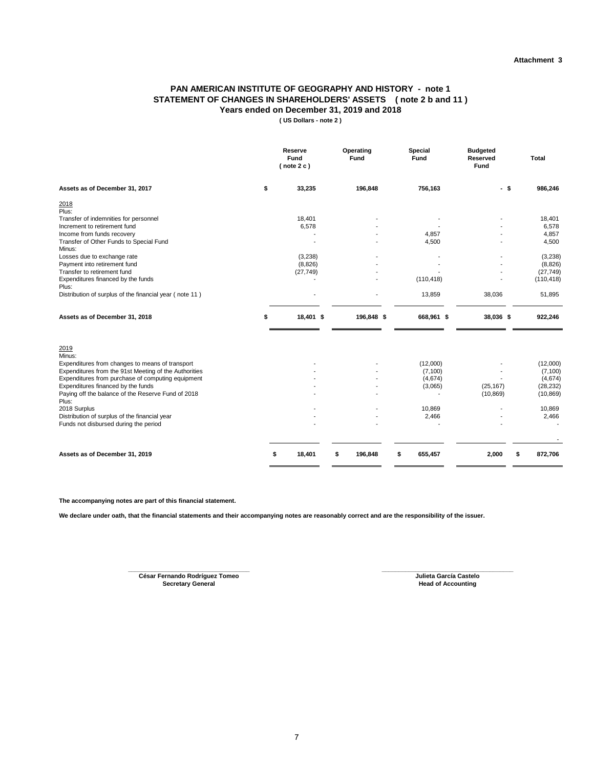Attachment 3

# PAN AMERICAN INSTITUTE OF GEOGRAPHY AND HISTORY - note 1
## STATEMENT OF CHANGES IN SHAREHOLDERS' ASSETS ( note 2 b and 11 )
### Years ended on December 31, 2019 and 2018

**( US Dollars - note 2 )**

| | Reserve Fund ( note 2 c ) | Operating Fund | Special Fund | Budgeted Reserved Fund | Total |
|---|---|---|---|---|---|
| **Assets as of December 31, 2017** | **$ 33,235** | **196,848** | **756,163** | **- $** | **986,246** |
| 2018 | | | | | |
| Plus: | | | | | |
| Transfer of indemnities for personnel | 18,401 | - | - | - | 18,401 |
| Increment to retirement fund | 6,578 | - | - | - | 6,578 |
| Income from funds recovery | - | - | 4,857 | - | 4,857 |
| Transfer of Other Funds to Special Fund | - | - | 4,500 | - | 4,500 |
| Minus: | | | | | |
| Losses due to exchange rate | (3,238) | - | - | - | (3,238) |
| Payment into retirement fund | (8,826) | - | - | - | (8,826) |
| Transfer to retirement fund | (27,749) | - | - | - | (27,749) |
| Expenditures financed by the funds | - | - | (110,418) | - | (110,418) |
| Plus: | | | | | |
| Distribution of surplus of the financial year ( note 11 ) | - | - | 13,859 | 38,036 | 51,895 |
| **Assets as of December 31, 2018** | **$ 18,401 $** | **196,848 $** | **668,961 $** | **38,036 $** | **922,246** |
| 2019 | | | | | |
| Minus: | | | | | |
| Expenditures from changes to means of transport | - | - | (12,000) | - | (12,000) |
| Expenditures from the 91st Meeting of the Authorities | - | - | (7,100) | - | (7,100) |
| Expenditures from purchase of computing equipment | - | - | (4,674) | - | (4,674) |
| Expenditures financed by the funds | - | - | (3,065) | (25,167) | (28,232) |
| Paying off the balance of the Reserve Fund of 2018 | - | - | - | (10,869) | (10,869) |
| Plus: | | | | | |
| 2018 Surplus | - | - | 10,869 | - | 10,869 |
| Distribution of surplus of the financial year | - | - | 2,466 | - | 2,466 |
| Funds not disbursed during the period | - | - | - | - | - |
| | | | | | - |
| **Assets as of December 31, 2019** | **$ 18,401** | **$ 196,848** | **$ 655,457** | **2,000** | **$ 872,706** |

**The accompanying notes are part of this financial statement.**

**We declare under oath, that the financial statements and their accompanying notes are reasonably correct and are the responsibility of the issuer.**

**César Fernando Rodríguez Tomeo**
**Secretary General**

**Julieta García Castelo**
**Head of Accounting**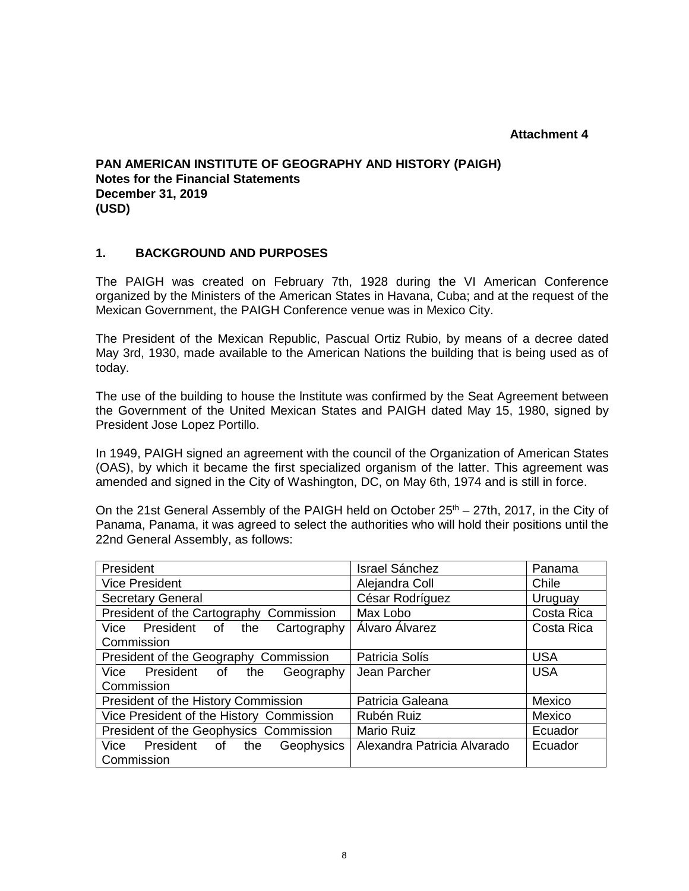**Attachment 4**

**PAN AMERICAN INSTITUTE OF GEOGRAPHY AND HISTORY (PAIGH)**
**Notes for the Financial Statements**
**December 31, 2019**
**(USD)**

## 1. BACKGROUND AND PURPOSES

The PAIGH was created on February 7th, 1928 during the VI American Conference organized by the Ministers of the American States in Havana, Cuba; and at the request of the Mexican Government, the PAIGH Conference venue was in Mexico City.

The President of the Mexican Republic, Pascual Ortiz Rubio, by means of a decree dated May 3rd, 1930, made available to the American Nations the building that is being used as of today.

The use of the building to house the lnstitute was confirmed by the Seat Agreement between the Government of the United Mexican States and PAIGH dated May 15, 1980, signed by President Jose Lopez Portillo.

In 1949, PAIGH signed an agreement with the council of the Organization of American States (OAS), by which it became the first specialized organism of the latter. This agreement was amended and signed in the City of Washington, DC, on May 6th, 1974 and is still in force.

On the 21st General Assembly of the PAIGH held on October 25th – 27th, 2017, in the City of Panama, Panama, it was agreed to select the authorities who will hold their positions until the 22nd General Assembly, as follows:

| President | Israel Sánchez | Panama |
|---|---|---|
| Vice President | Alejandra Coll | Chile |
| Secretary General | César Rodríguez | Uruguay |
| President of the Cartography Commission | Max Lobo | Costa Rica |
| Vice President of the Cartography Commission | Álvaro Álvarez | Costa Rica |
| President of the Geography Commission | Patricia Solís | USA |
| Vice President of the Geography Commission | Jean Parcher | USA |
| President of the History Commission | Patricia Galeana | Mexico |
| Vice President of the History Commission | Rubén Ruiz | Mexico |
| President of the Geophysics Commission | Mario Ruiz | Ecuador |
| Vice President of the Geophysics Commission | Alexandra Patricia Alvarado | Ecuador |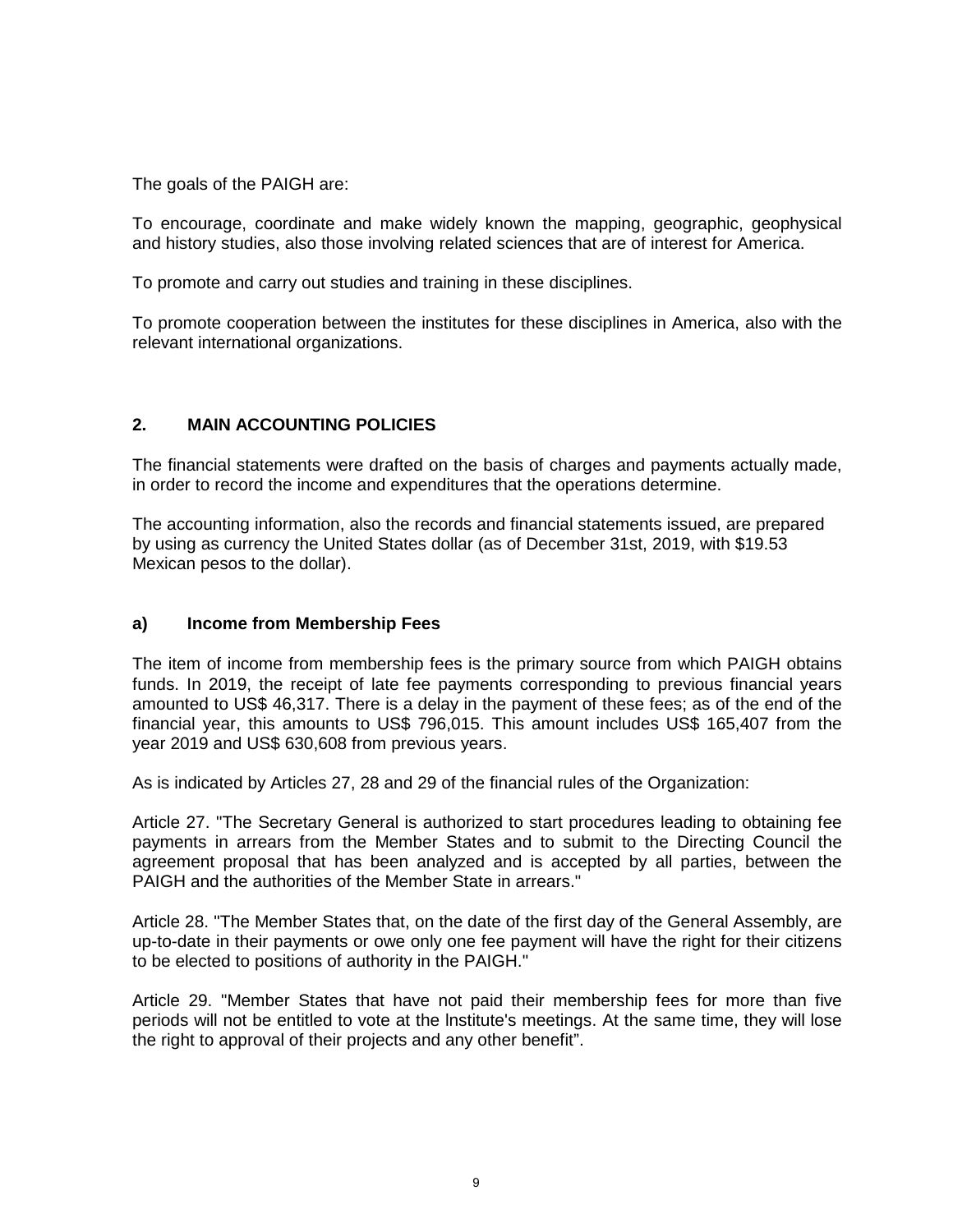The goals of the PAIGH are:

To encourage, coordinate and make widely known the mapping, geographic, geophysical and history studies, also those involving related sciences that are of interest for America.

To promote and carry out studies and training in these disciplines.

To promote cooperation between the institutes for these disciplines in America, also with the relevant international organizations.

## 2. MAIN ACCOUNTING POLICIES

The financial statements were drafted on the basis of charges and payments actually made, in order to record the income and expenditures that the operations determine.

The accounting information, also the records and financial statements issued, are prepared by using as currency the United States dollar (as of December 31st, 2019, with $19.53 Mexican pesos to the dollar).

### a) Income from Membership Fees

The item of income from membership fees is the primary source from which PAIGH obtains funds. In 2019, the receipt of late fee payments corresponding to previous financial years amounted to US$ 46,317. There is a delay in the payment of these fees; as of the end of the financial year, this amounts to US$ 796,015. This amount includes US$ 165,407 from the year 2019 and US$ 630,608 from previous years.

As is indicated by Articles 27, 28 and 29 of the financial rules of the Organization:

Article 27. "The Secretary General is authorized to start procedures leading to obtaining fee payments in arrears from the Member States and to submit to the Directing Council the agreement proposal that has been analyzed and is accepted by all parties, between the PAIGH and the authorities of the Member State in arrears."

Article 28. "The Member States that, on the date of the first day of the General Assembly, are up-to-date in their payments or owe only one fee payment will have the right for their citizens to be elected to positions of authority in the PAIGH."

Article 29. "Member States that have not paid their membership fees for more than five periods will not be entitled to vote at the lnstitute's meetings. At the same time, they will lose the right to approval of their projects and any other benefit".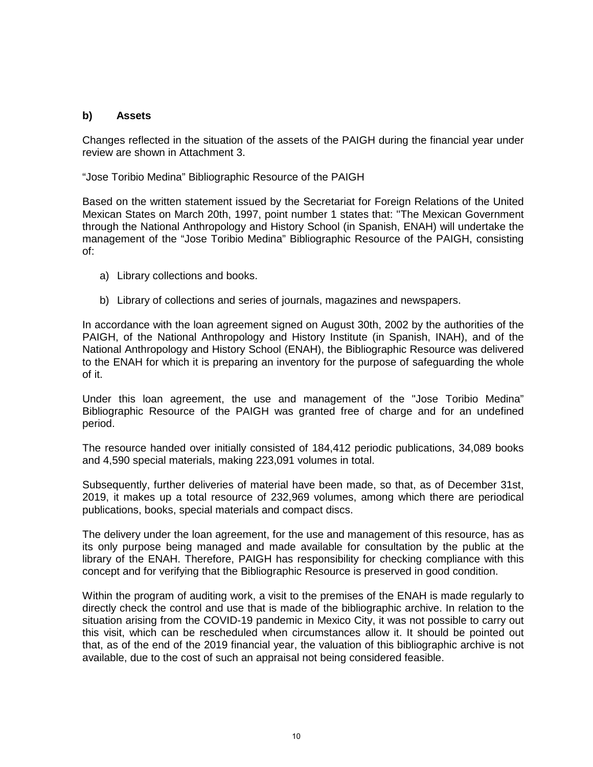### b) Assets

Changes reflected in the situation of the assets of the PAIGH during the financial year under review are shown in Attachment 3.

“Jose Toribio Medina” Bibliographic Resource of the PAIGH

Based on the written statement issued by the Secretariat for Foreign Relations of the United Mexican States on March 20th, 1997, point number 1 states that: "The Mexican Government through the National Anthropology and History School (in Spanish, ENAH) will undertake the management of the “Jose Toribio Medina” Bibliographic Resource of the PAIGH, consisting of:

a) Library collections and books.

b) Library of collections and series of journals, magazines and newspapers.

In accordance with the loan agreement signed on August 30th, 2002 by the authorities of the PAIGH, of the National Anthropology and History Institute (in Spanish, INAH), and of the National Anthropology and History School (ENAH), the Bibliographic Resource was delivered to the ENAH for which it is preparing an inventory for the purpose of safeguarding the whole of it.

Under this loan agreement, the use and management of the "Jose Toribio Medina” Bibliographic Resource of the PAIGH was granted free of charge and for an undefined period.

The resource handed over initially consisted of 184,412 periodic publications, 34,089 books and 4,590 special materials, making 223,091 volumes in total.

Subsequently, further deliveries of material have been made, so that, as of December 31st, 2019, it makes up a total resource of 232,969 volumes, among which there are periodical publications, books, special materials and compact discs.

The delivery under the loan agreement, for the use and management of this resource, has as its only purpose being managed and made available for consultation by the public at the library of the ENAH. Therefore, PAIGH has responsibility for checking compliance with this concept and for verifying that the Bibliographic Resource is preserved in good condition.

Within the program of auditing work, a visit to the premises of the ENAH is made regularly to directly check the control and use that is made of the bibliographic archive. In relation to the situation arising from the COVID-19 pandemic in Mexico City, it was not possible to carry out this visit, which can be rescheduled when circumstances allow it. It should be pointed out that, as of the end of the 2019 financial year, the valuation of this bibliographic archive is not available, due to the cost of such an appraisal not being considered feasible.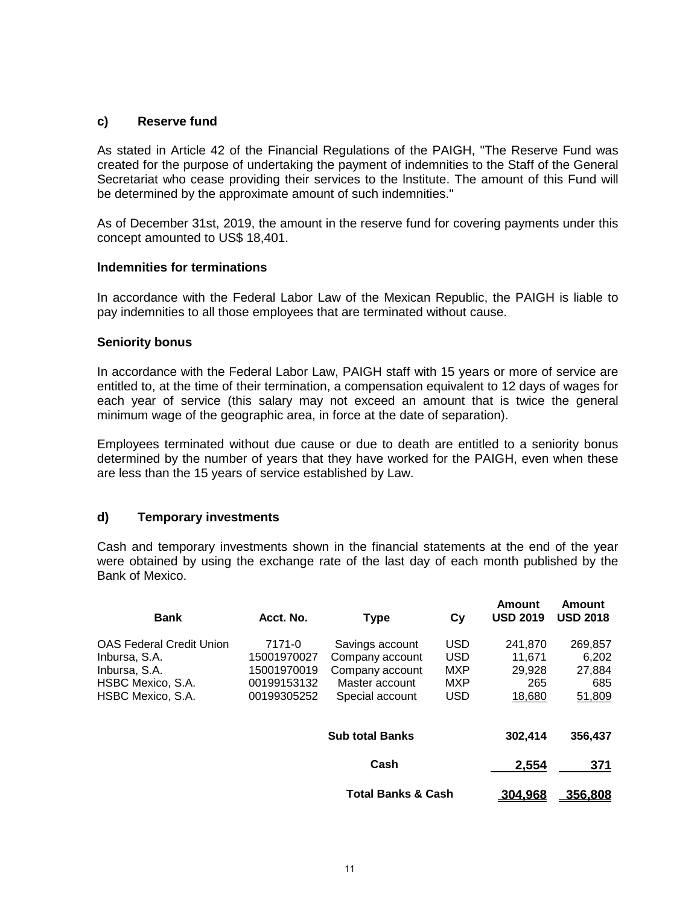### c) Reserve fund

As stated in Article 42 of the Financial Regulations of the PAIGH, "The Reserve Fund was created for the purpose of undertaking the payment of indemnities to the Staff of the General Secretariat who cease providing their services to the Institute. The amount of this Fund will be determined by the approximate amount of such indemnities."

As of December 31st, 2019, the amount in the reserve fund for covering payments under this concept amounted to US$ 18,401.

#### Indemnities for terminations

In accordance with the Federal Labor Law of the Mexican Republic, the PAIGH is liable to pay indemnities to all those employees that are terminated without cause.

#### Seniority bonus

In accordance with the Federal Labor Law, PAIGH staff with 15 years or more of service are entitled to, at the time of their termination, a compensation equivalent to 12 days of wages for each year of service (this salary may not exceed an amount that is twice the general minimum wage of the geographic area, in force at the date of separation).

Employees terminated without due cause or due to death are entitled to a seniority bonus determined by the number of years that they have worked for the PAIGH, even when these are less than the 15 years of service established by Law.

### d) Temporary investments

Cash and temporary investments shown in the financial statements at the end of the year were obtained by using the exchange rate of the last day of each month published by the Bank of Mexico.

| Bank | Acct. No. | Type | Cy | Amount USD 2019 | Amount USD 2018 |
|---|---|---|---|---|---|
| OAS Federal Credit Union | 7171-0 | Savings account | USD | 241,870 | 269,857 |
| Inbursa, S.A. | 15001970027 | Company account | USD | 11,671 | 6,202 |
| Inbursa, S.A. | 15001970019 | Company account | MXP | 29,928 | 27,884 |
| HSBC Mexico, S.A. | 00199153132 | Master account | MXP | 265 | 685 |
| HSBC Mexico, S.A. | 00199305252 | Special account | USD | 18,680 | 51,809 |
| | | **Sub total Banks** | | **302,414** | **356,437** |
| | | **Cash** | | **2,554** | **371** |
| | | **Total Banks & Cash** | | **304,968** | **356,808** |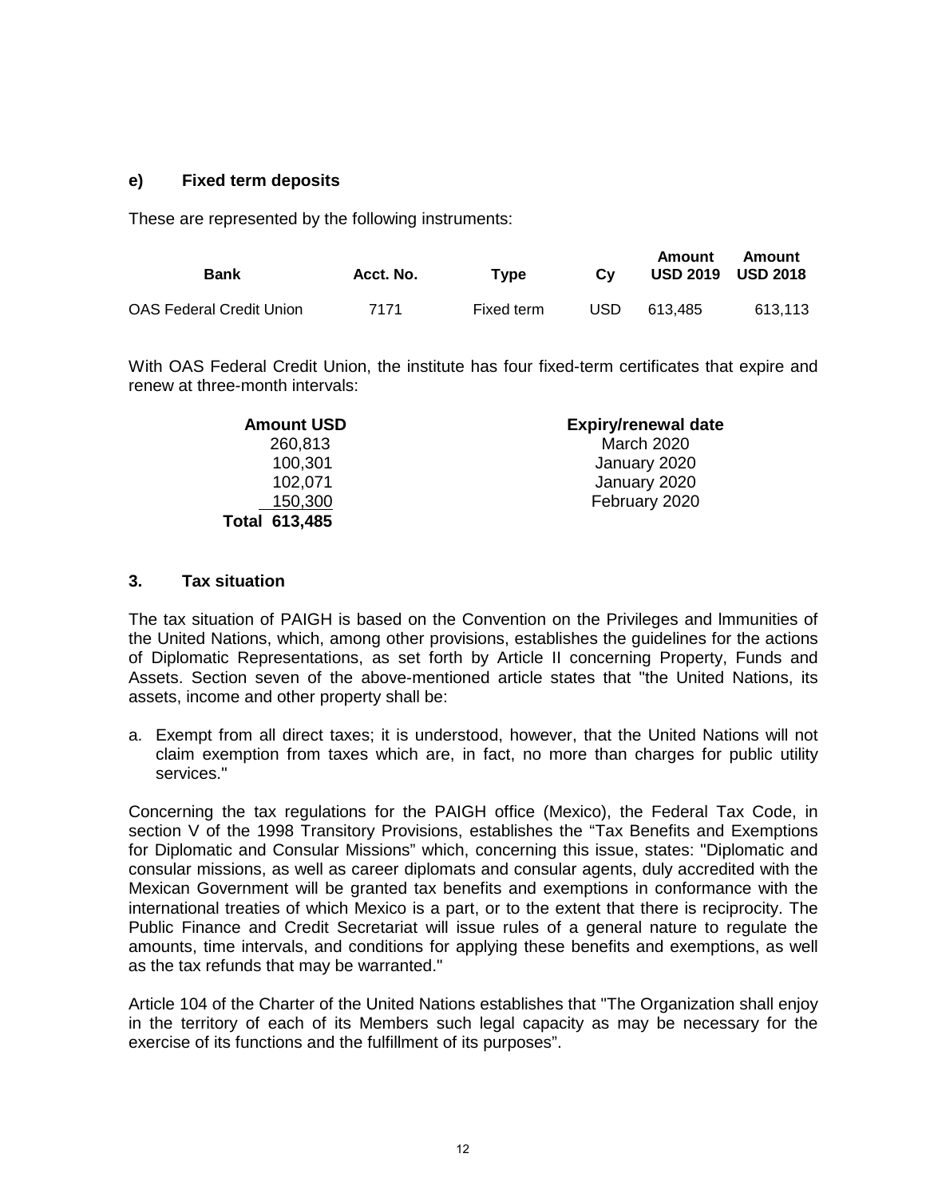### e) Fixed term deposits

These are represented by the following instruments:

| Bank | Acct. No. | Type | Cy | Amount USD 2019 | Amount USD 2018 |
|---|---|---|---|---|---|
| OAS Federal Credit Union | 7171 | Fixed term | USD | 613,485 | 613,113 |

With OAS Federal Credit Union, the institute has four fixed-term certificates that expire and renew at three-month intervals:

| Amount USD | Expiry/renewal date |
|---|---|
| 260,813 | March 2020 |
| 100,301 | January 2020 |
| 102,071 | January 2020 |
| 150,300 | February 2020 |
| **Total 613,485** | |

## 3. Tax situation

The tax situation of PAIGH is based on the Convention on the Privileges and lmmunities of the United Nations, which, among other provisions, establishes the guidelines for the actions of Diplomatic Representations, as set forth by Article II concerning Property, Funds and Assets. Section seven of the above-mentioned article states that "the United Nations, its assets, income and other property shall be:

a. Exempt from all direct taxes; it is understood, however, that the United Nations will not claim exemption from taxes which are, in fact, no more than charges for public utility services."

Concerning the tax regulations for the PAIGH office (Mexico), the Federal Tax Code, in section V of the 1998 Transitory Provisions, establishes the "Tax Benefits and Exemptions for Diplomatic and Consular Missions" which, concerning this issue, states: "Diplomatic and consular missions, as well as career diplomats and consular agents, duly accredited with the Mexican Government will be granted tax benefits and exemptions in conformance with the international treaties of which Mexico is a part, or to the extent that there is reciprocity. The Public Finance and Credit Secretariat will issue rules of a general nature to regulate the amounts, time intervals, and conditions for applying these benefits and exemptions, as well as the tax refunds that may be warranted."

Article 104 of the Charter of the United Nations establishes that "The Organization shall enjoy in the territory of each of its Members such legal capacity as may be necessary for the exercise of its functions and the fulfillment of its purposes".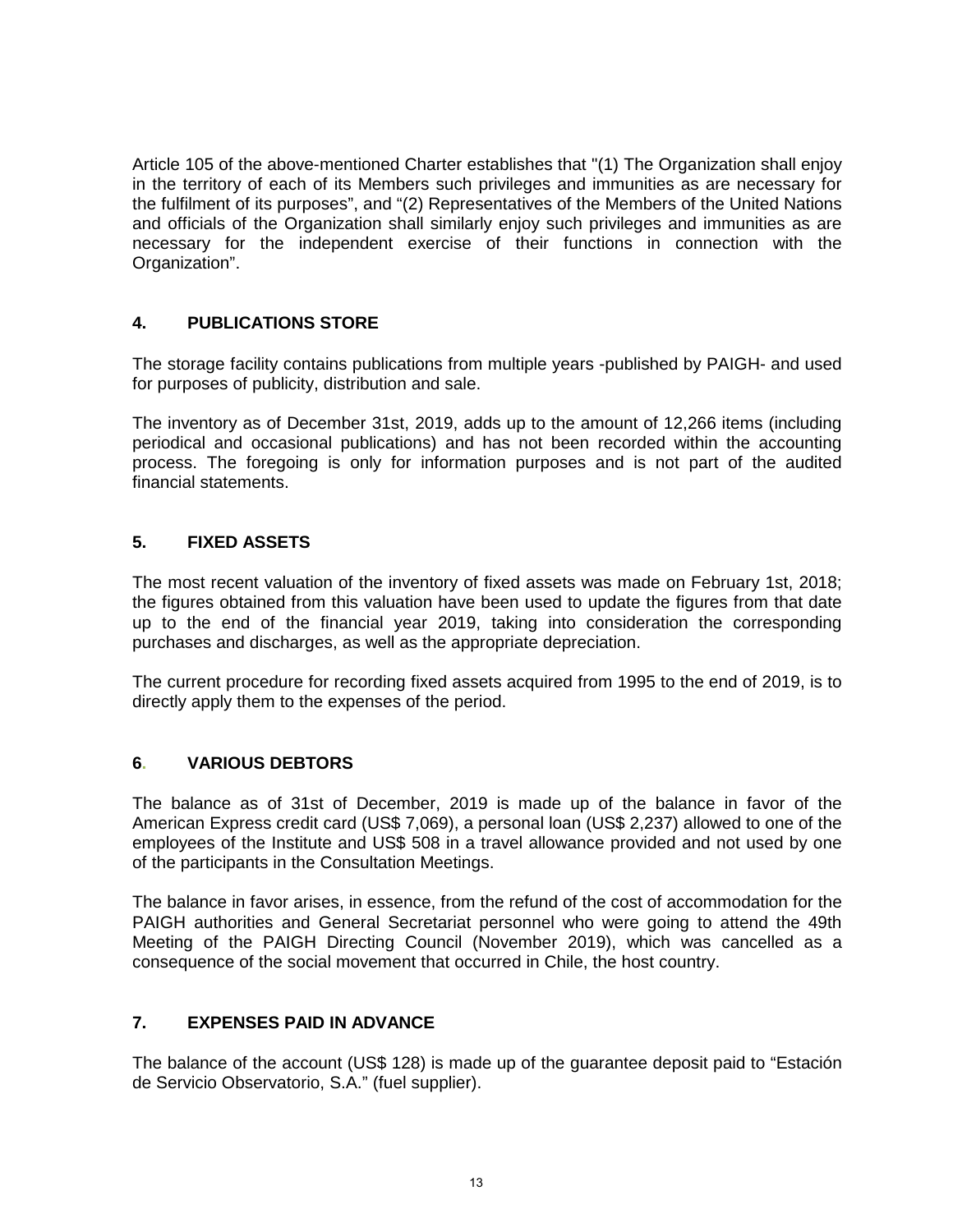Article 105 of the above-mentioned Charter establishes that "(1) The Organization shall enjoy in the territory of each of its Members such privileges and immunities as are necessary for the fulfilment of its purposes", and "(2) Representatives of the Members of the United Nations and officials of the Organization shall similarly enjoy such privileges and immunities as are necessary for the independent exercise of their functions in connection with the Organization".

## 4. PUBLICATIONS STORE

The storage facility contains publications from multiple years -published by PAIGH- and used for purposes of publicity, distribution and sale.

The inventory as of December 31st, 2019, adds up to the amount of 12,266 items (including periodical and occasional publications) and has not been recorded within the accounting process. The foregoing is only for information purposes and is not part of the audited financial statements.

## 5. FIXED ASSETS

The most recent valuation of the inventory of fixed assets was made on February 1st, 2018; the figures obtained from this valuation have been used to update the figures from that date up to the end of the financial year 2019, taking into consideration the corresponding purchases and discharges, as well as the appropriate depreciation.

The current procedure for recording fixed assets acquired from 1995 to the end of 2019, is to directly apply them to the expenses of the period.

## 6. VARIOUS DEBTORS

The balance as of 31st of December, 2019 is made up of the balance in favor of the American Express credit card (US$ 7,069), a personal loan (US$ 2,237) allowed to one of the employees of the Institute and US$ 508 in a travel allowance provided and not used by one of the participants in the Consultation Meetings.

The balance in favor arises, in essence, from the refund of the cost of accommodation for the PAIGH authorities and General Secretariat personnel who were going to attend the 49th Meeting of the PAIGH Directing Council (November 2019), which was cancelled as a consequence of the social movement that occurred in Chile, the host country.

## 7. EXPENSES PAID IN ADVANCE

The balance of the account (US$ 128) is made up of the guarantee deposit paid to "Estación de Servicio Observatorio, S.A." (fuel supplier).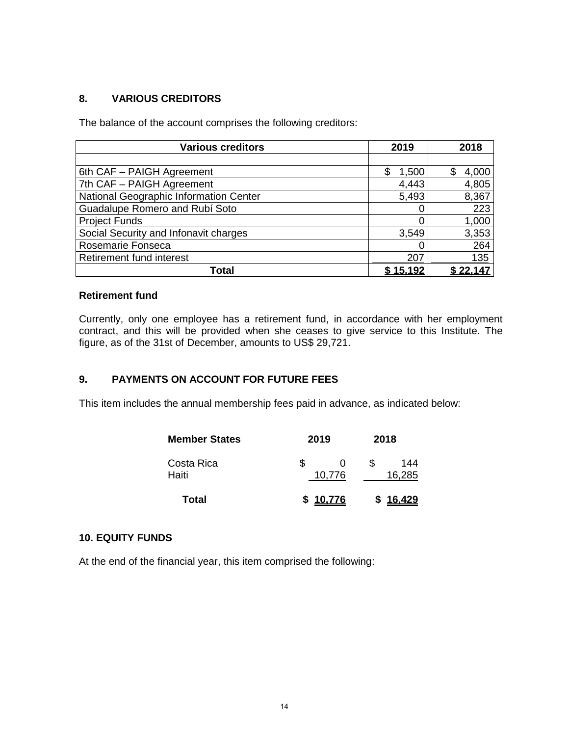## 8. VARIOUS CREDITORS

The balance of the account comprises the following creditors:

| Various creditors | 2019 | 2018 |
|---|---|---|
| | | |
| 6th CAF – PAIGH Agreement | $ 1,500 | $ 4,000 |
| 7th CAF – PAIGH Agreement | 4,443 | 4,805 |
| National Geographic Information Center | 5,493 | 8,367 |
| Guadalupe Romero and Rubí Soto | 0 | 223 |
| Project Funds | 0 | 1,000 |
| Social Security and Infonavit charges | 3,549 | 3,353 |
| Rosemarie Fonseca | 0 | 264 |
| Retirement fund interest | 207 | 135 |
| **Total** | **$ 15,192** | **$ 22,147** |

### Retirement fund

Currently, only one employee has a retirement fund, in accordance with her employment contract, and this will be provided when she ceases to give service to this Institute. The figure, as of the 31st of December, amounts to US$ 29,721.

## 9. PAYMENTS ON ACCOUNT FOR FUTURE FEES

This item includes the annual membership fees paid in advance, as indicated below:

| Member States | 2019 | 2018 |
|---|---|---|
| Costa Rica | $ 0 | $ 144 |
| Haiti | 10,776 | 16,285 |
| **Total** | **$ 10,776** | **$ 16,429** |

## 10. EQUITY FUNDS

At the end of the financial year, this item comprised the following: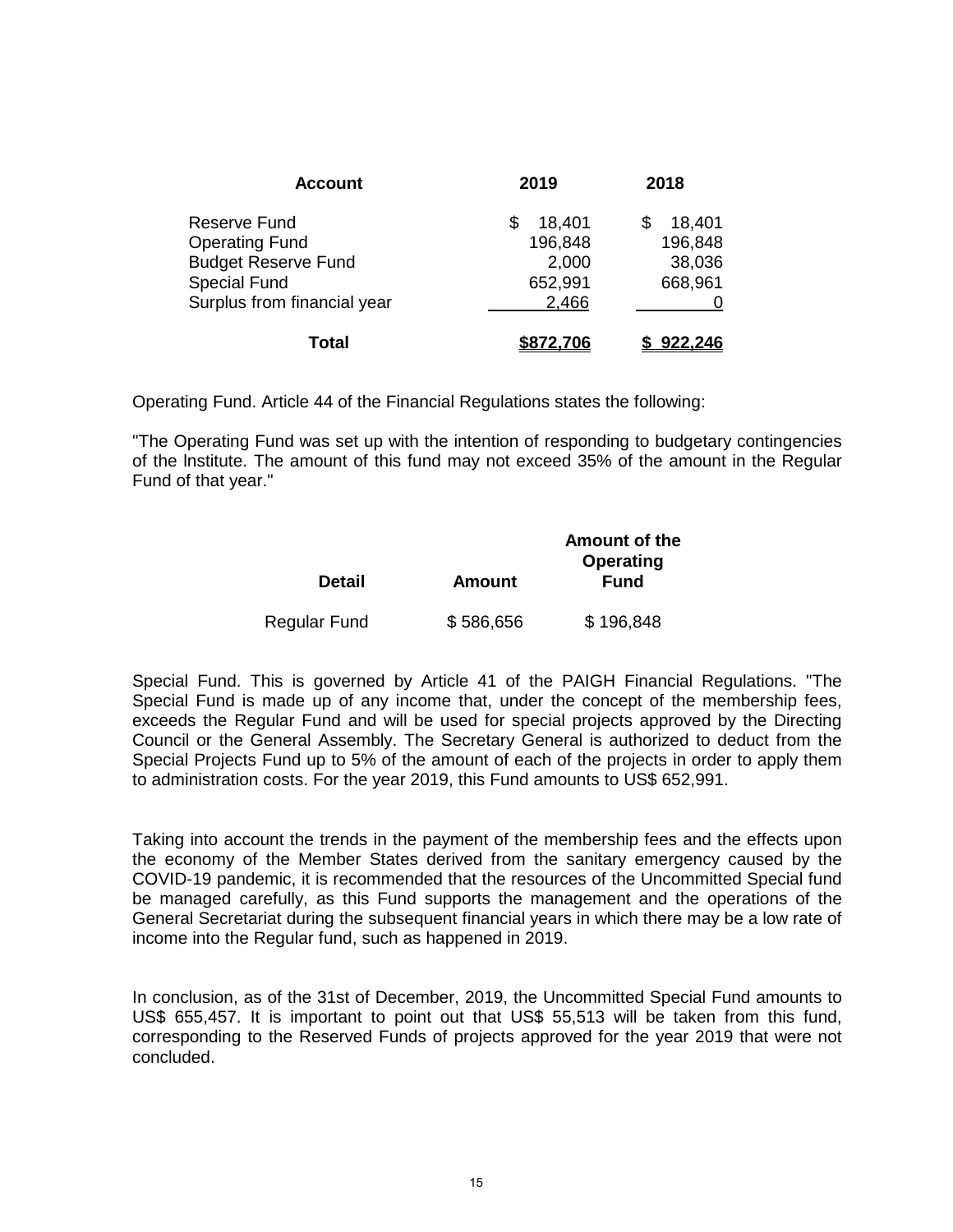| Account | 2019 | 2018 |
|---|---|---|
| Reserve Fund | $ 18,401 | $ 18,401 |
| Operating Fund | 196,848 | 196,848 |
| Budget Reserve Fund | 2,000 | 38,036 |
| Special Fund | 652,991 | 668,961 |
| Surplus from financial year | 2,466 | 0 |
| **Total** | **$872,706** | **$ 922,246** |

Operating Fund. Article 44 of the Financial Regulations states the following:

"The Operating Fund was set up with the intention of responding to budgetary contingencies of the Institute. The amount of this fund may not exceed 35% of the amount in the Regular Fund of that year."

| Detail | Amount | Amount of the Operating Fund |
|---|---|---|
| Regular Fund | $ 586,656 | $ 196,848 |

Special Fund. This is governed by Article 41 of the PAIGH Financial Regulations. "The Special Fund is made up of any income that, under the concept of the membership fees, exceeds the Regular Fund and will be used for special projects approved by the Directing Council or the General Assembly. The Secretary General is authorized to deduct from the Special Projects Fund up to 5% of the amount of each of the projects in order to apply them to administration costs. For the year 2019, this Fund amounts to US$ 652,991.

Taking into account the trends in the payment of the membership fees and the effects upon the economy of the Member States derived from the sanitary emergency caused by the COVID-19 pandemic, it is recommended that the resources of the Uncommitted Special fund be managed carefully, as this Fund supports the management and the operations of the General Secretariat during the subsequent financial years in which there may be a low rate of income into the Regular fund, such as happened in 2019.

In conclusion, as of the 31st of December, 2019, the Uncommitted Special Fund amounts to US$ 655,457. It is important to point out that US$ 55,513 will be taken from this fund, corresponding to the Reserved Funds of projects approved for the year 2019 that were not concluded.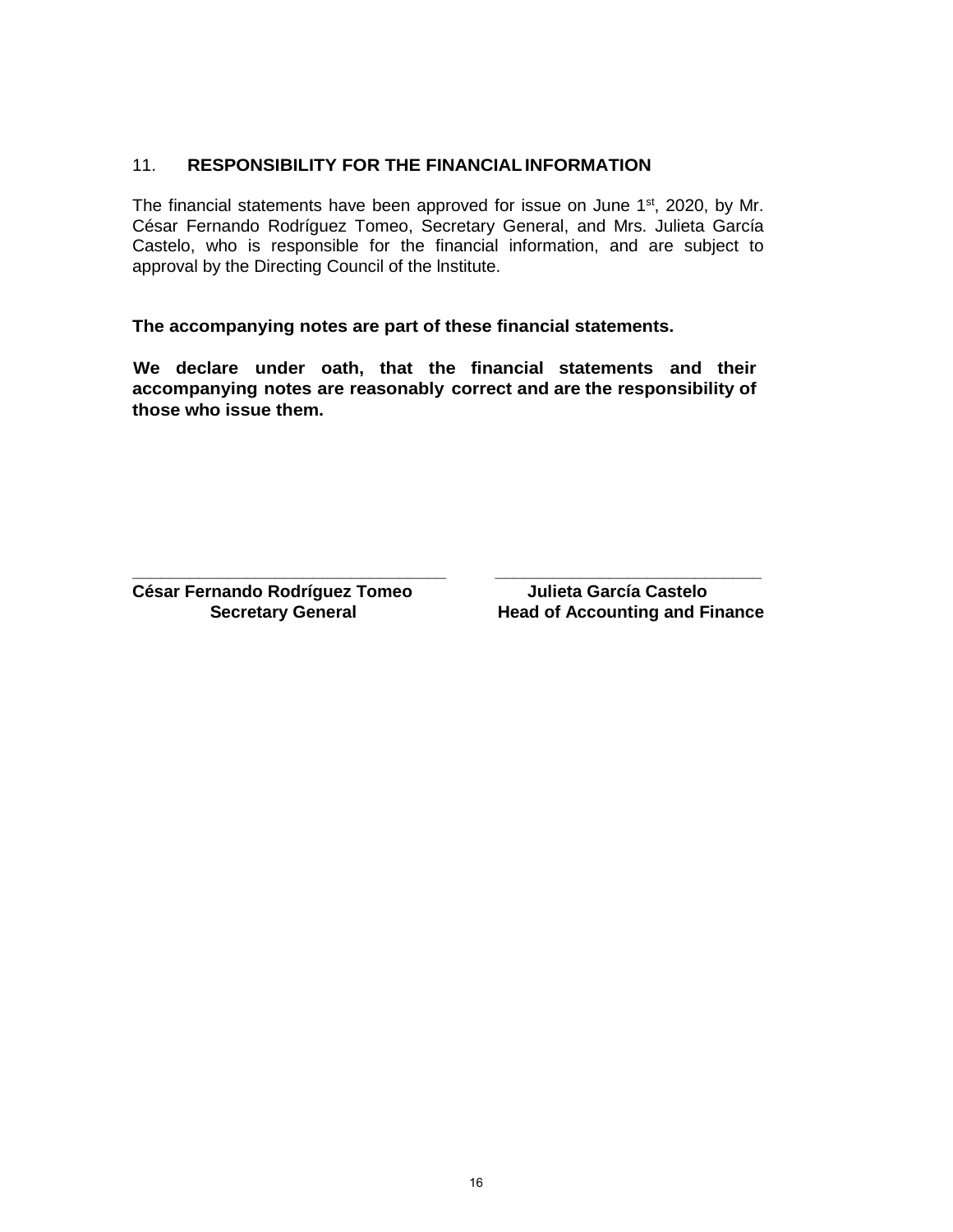## 11. RESPONSIBILITY FOR THE FINANCIAL INFORMATION

The financial statements have been approved for issue on June 1st, 2020, by Mr. César Fernando Rodríguez Tomeo, Secretary General, and Mrs. Julieta García Castelo, who is responsible for the financial information, and are subject to approval by the Directing Council of the lnstitute.

**The accompanying notes are part of these financial statements.**

**We declare under oath, that the financial statements and their accompanying notes are reasonably correct and are the responsibility of those who issue them.**

| _______________________________ | _______________________________ |
|---|---|
| **César Fernando Rodríguez Tomeo** | **Julieta García Castelo** |
| **Secretary General** | **Head of Accounting and Finance** |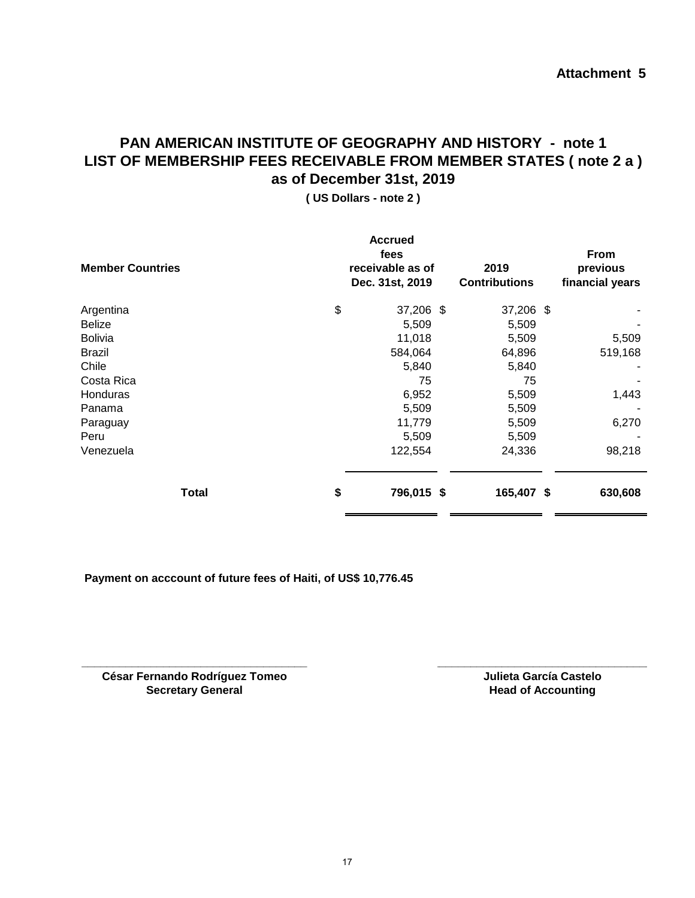**Attachment 5**

# PAN AMERICAN INSTITUTE OF GEOGRAPHY AND HISTORY - note 1
## LIST OF MEMBERSHIP FEES RECEIVABLE FROM MEMBER STATES ( note 2 a )
## as of December 31st, 2019

**( US Dollars - note 2 )**

| Member Countries | Accrued fees receivable as of Dec. 31st, 2019 | 2019 Contributions | From previous financial years |
|---|---|---|---|
| Argentina | $ 37,206 | $ 37,206 | $ - |
| Belize | 5,509 | 5,509 | - |
| Bolivia | 11,018 | 5,509 | 5,509 |
| Brazil | 584,064 | 64,896 | 519,168 |
| Chile | 5,840 | 5,840 | - |
| Costa Rica | 75 | 75 | - |
| Honduras | 6,952 | 5,509 | 1,443 |
| Panama | 5,509 | 5,509 | - |
| Paraguay | 11,779 | 5,509 | 6,270 |
| Peru | 5,509 | 5,509 | - |
| Venezuela | 122,554 | 24,336 | 98,218 |
| **Total** | **$ 796,015** | **$ 165,407** | **$ 630,608** |

**Payment on acccount of future fees of Haiti, of US$ 10,776.45**

**César Fernando Rodríguez Tomeo**
**Secretary General**

**Julieta García Castelo**
**Head of Accounting**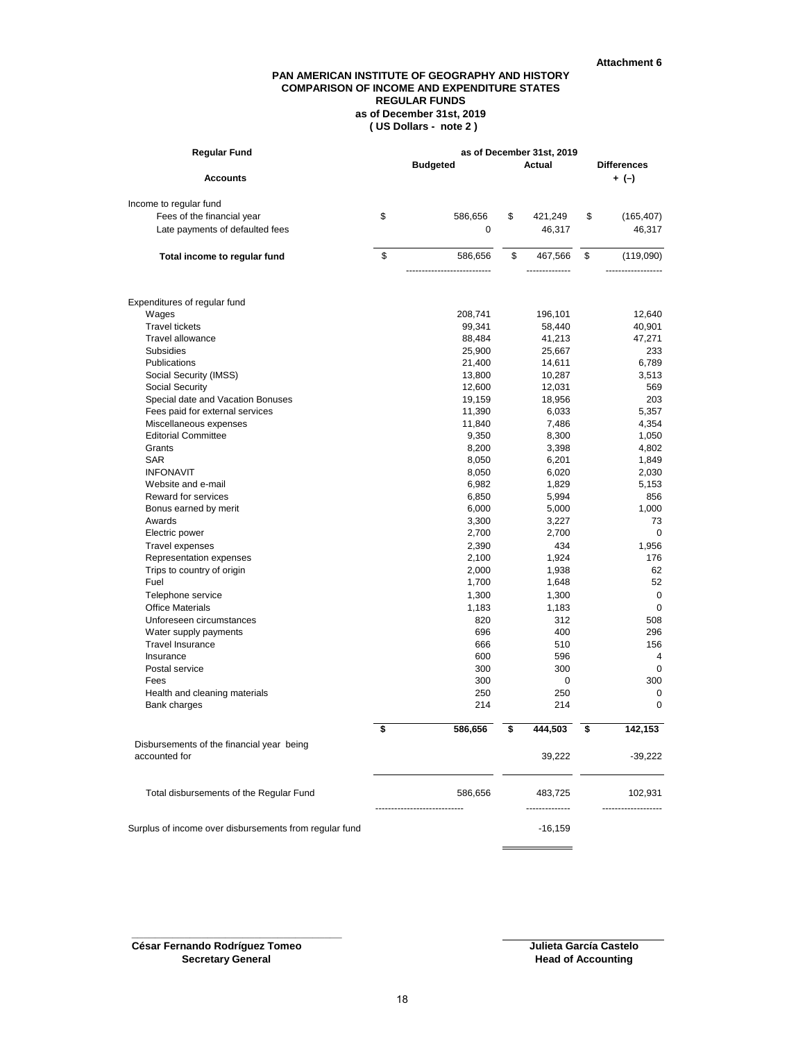**Attachment 6**

**PAN AMERICAN INSTITUTE OF GEOGRAPHY AND HISTORY**
**COMPARISON OF INCOME AND EXPENDITURE STATES**
**REGULAR FUNDS**
**as of December 31st, 2019**
**( US Dollars - note 2 )**

| Regular Fund | as of December 31st, 2019 | | |
|---|---|---|---|
| **Accounts** | **Budgeted** | **Actual** | **Differences + (–)** |
| Income to regular fund | | | |
| Fees of the financial year | $ 586,656 | $ 421,249 | $ (165,407) |
| Late payments of defaulted fees | 0 | 46,317 | 46,317 |
| **Total income to regular fund** | $ 586,656 | $ 467,566 | $ (119,090) |
| Expenditures of regular fund | | | |
| Wages | 208,741 | 196,101 | 12,640 |
| Travel tickets | 99,341 | 58,440 | 40,901 |
| Travel allowance | 88,484 | 41,213 | 47,271 |
| Subsidies | 25,900 | 25,667 | 233 |
| Publications | 21,400 | 14,611 | 6,789 |
| Social Security (IMSS) | 13,800 | 10,287 | 3,513 |
| Social Security | 12,600 | 12,031 | 569 |
| Special date and Vacation Bonuses | 19,159 | 18,956 | 203 |
| Fees paid for external services | 11,390 | 6,033 | 5,357 |
| Miscellaneous expenses | 11,840 | 7,486 | 4,354 |
| Editorial Committee | 9,350 | 8,300 | 1,050 |
| Grants | 8,200 | 3,398 | 4,802 |
| SAR | 8,050 | 6,201 | 1,849 |
| INFONAVIT | 8,050 | 6,020 | 2,030 |
| Website and e-mail | 6,982 | 1,829 | 5,153 |
| Reward for services | 6,850 | 5,994 | 856 |
| Bonus earned by merit | 6,000 | 5,000 | 1,000 |
| Awards | 3,300 | 3,227 | 73 |
| Electric power | 2,700 | 2,700 | 0 |
| Travel expenses | 2,390 | 434 | 1,956 |
| Representation expenses | 2,100 | 1,924 | 176 |
| Trips to country of origin | 2,000 | 1,938 | 62 |
| Fuel | 1,700 | 1,648 | 52 |
| Telephone service | 1,300 | 1,300 | 0 |
| Office Materials | 1,183 | 1,183 | 0 |
| Unforeseen circumstances | 820 | 312 | 508 |
| Water supply payments | 696 | 400 | 296 |
| Travel Insurance | 666 | 510 | 156 |
| Insurance | 600 | 596 | 4 |
| Postal service | 300 | 300 | 0 |
| Fees | 300 | 0 | 300 |
| Health and cleaning materials | 250 | 250 | 0 |
| Bank charges | 214 | 214 | 0 |
| | **$ 586,656** | **$ 444,503** | **$ 142,153** |
| Disbursements of the financial year being accounted for | | 39,222 | -39,222 |
| Total disbursements of the Regular Fund | 586,656 | 483,725 | 102,931 |
| Surplus of income over disbursements from regular fund | | -16,159 | |

**César Fernando Rodríguez Tomeo**
**Secretary General**

**Julieta García Castelo**
**Head of Accounting**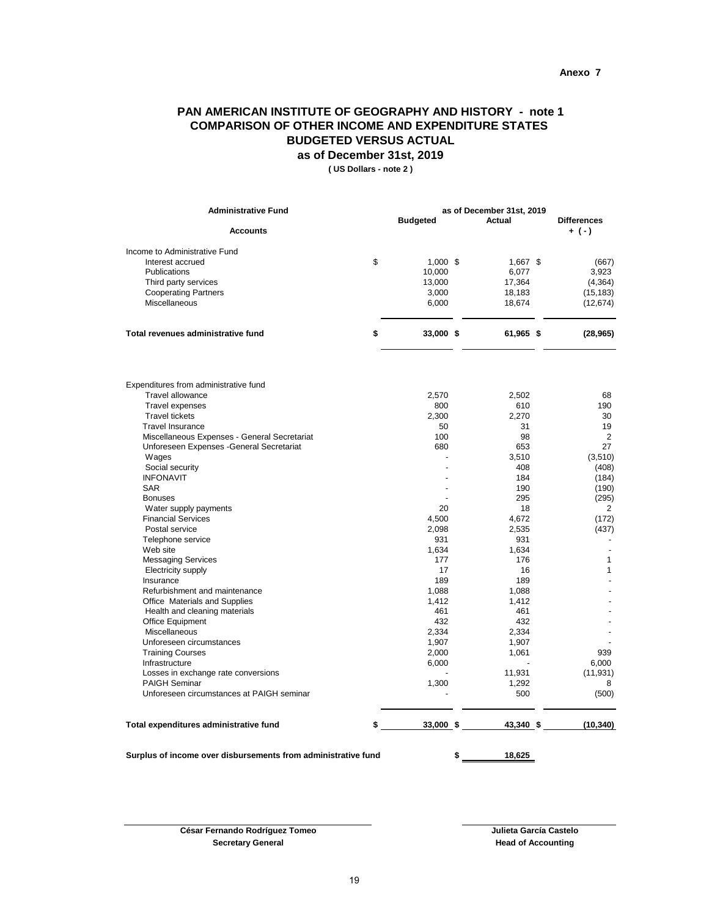Anexo 7

# PAN AMERICAN INSTITUTE OF GEOGRAPHY AND HISTORY - note 1
## COMPARISON OF OTHER INCOME AND EXPENDITURE STATES
## BUDGETED VERSUS ACTUAL
## as of December 31st, 2019

**( US Dollars - note 2 )**

| **Administrative Fund** | as of December 31st, 2019 | | |
|---|---|---|---|
| **Accounts** | **Budgeted** | **Actual** | **Differences + ( - )** |
| Income to Administrative Fund | | | |
| Interest accrued | $ 1,000 | $ 1,667 | $ (667) |
| Publications | 10,000 | 6,077 | 3,923 |
| Third party services | 13,000 | 17,364 | (4,364) |
| Cooperating Partners | 3,000 | 18,183 | (15,183) |
| Miscellaneous | 6,000 | 18,674 | (12,674) |
| **Total revenues administrative fund** | **$ 33,000** | **$ 61,965** | **$ (28,965)** |
| Expenditures from administrative fund | | | |
| Travel allowance | 2,570 | 2,502 | 68 |
| Travel expenses | 800 | 610 | 190 |
| Travel tickets | 2,300 | 2,270 | 30 |
| Travel Insurance | 50 | 31 | 19 |
| Miscellaneous Expenses - General Secretariat | 100 | 98 | 2 |
| Unforeseen Expenses -General Secretariat | 680 | 653 | 27 |
| Wages | - | 3,510 | (3,510) |
| Social security | - | 408 | (408) |
| INFONAVIT | - | 184 | (184) |
| SAR | - | 190 | (190) |
| Bonuses | - | 295 | (295) |
| Water supply payments | 20 | 18 | 2 |
| Financial Services | 4,500 | 4,672 | (172) |
| Postal service | 2,098 | 2,535 | (437) |
| Telephone service | 931 | 931 | - |
| Web site | 1,634 | 1,634 | - |
| Messaging Services | 177 | 176 | 1 |
| Electricity supply | 17 | 16 | 1 |
| Insurance | 189 | 189 | - |
| Refurbishment and maintenance | 1,088 | 1,088 | - |
| Office Materials and Supplies | 1,412 | 1,412 | - |
| Health and cleaning materials | 461 | 461 | - |
| Office Equipment | 432 | 432 | - |
| Miscellaneous | 2,334 | 2,334 | - |
| Unforeseen circumstances | 1,907 | 1,907 | - |
| Training Courses | 2,000 | 1,061 | 939 |
| Infrastructure | 6,000 | - | 6,000 |
| Losses in exchange rate conversions | - | 11,931 | (11,931) |
| PAIGH Seminar | 1,300 | 1,292 | 8 |
| Unforeseen circumstances at PAIGH seminar | - | 500 | (500) |
| **Total expenditures administrative fund** | **$ 33,000** | **$ 43,340** | **$ (10,340)** |
| **Surplus of income over disbursements from administrative fund** | | **$ 18,625** | |

**César Fernando Rodríguez Tomeo**
**Secretary General**

**Julieta García Castelo**
**Head of Accounting**